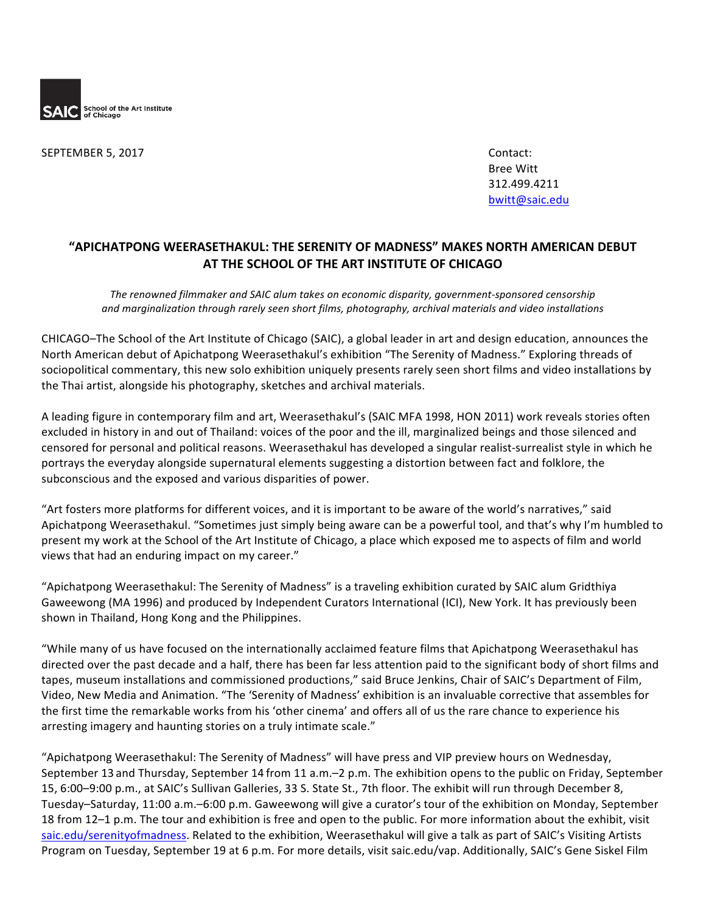SAIC School of the Art Institute of Chicago

SEPTEMBER 5, 2017

Contact:
Bree Witt
312.499.4211
bwitt@saic.edu

## "APICHATPONG WEERASETHAKUL: THE SERENITY OF MADNESS" MAKES NORTH AMERICAN DEBUT AT THE SCHOOL OF THE ART INSTITUTE OF CHICAGO

*The renowned filmmaker and SAIC alum takes on economic disparity, government-sponsored censorship and marginalization through rarely seen short films, photography, archival materials and video installations*

CHICAGO–The School of the Art Institute of Chicago (SAIC), a global leader in art and design education, announces the North American debut of Apichatpong Weerasethakul's exhibition "The Serenity of Madness." Exploring threads of sociopolitical commentary, this new solo exhibition uniquely presents rarely seen short films and video installations by the Thai artist, alongside his photography, sketches and archival materials.

A leading figure in contemporary film and art, Weerasethakul's (SAIC MFA 1998, HON 2011) work reveals stories often excluded in history in and out of Thailand: voices of the poor and the ill, marginalized beings and those silenced and censored for personal and political reasons. Weerasethakul has developed a singular realist-surrealist style in which he portrays the everyday alongside supernatural elements suggesting a distortion between fact and folklore, the subconscious and the exposed and various disparities of power.

"Art fosters more platforms for different voices, and it is important to be aware of the world's narratives," said Apichatpong Weerasethakul. "Sometimes just simply being aware can be a powerful tool, and that's why I'm humbled to present my work at the School of the Art Institute of Chicago, a place which exposed me to aspects of film and world views that had an enduring impact on my career."

"Apichatpong Weerasethakul: The Serenity of Madness" is a traveling exhibition curated by SAIC alum Gridthiya Gaweewong (MA 1996) and produced by Independent Curators International (ICI), New York. It has previously been shown in Thailand, Hong Kong and the Philippines.

"While many of us have focused on the internationally acclaimed feature films that Apichatpong Weerasethakul has directed over the past decade and a half, there has been far less attention paid to the significant body of short films and tapes, museum installations and commissioned productions," said Bruce Jenkins, Chair of SAIC's Department of Film, Video, New Media and Animation. "The 'Serenity of Madness' exhibition is an invaluable corrective that assembles for the first time the remarkable works from his 'other cinema' and offers all of us the rare chance to experience his arresting imagery and haunting stories on a truly intimate scale."

"Apichatpong Weerasethakul: The Serenity of Madness" will have press and VIP preview hours on Wednesday, September 13 and Thursday, September 14 from 11 a.m.–2 p.m. The exhibition opens to the public on Friday, September 15, 6:00–9:00 p.m., at SAIC's Sullivan Galleries, 33 S. State St., 7th floor. The exhibit will run through December 8, Tuesday–Saturday, 11:00 a.m.–6:00 p.m. Gaweewong will give a curator's tour of the exhibition on Monday, September 18 from 12–1 p.m. The tour and exhibition is free and open to the public. For more information about the exhibit, visit saic.edu/serenityofmadness. Related to the exhibition, Weerasethakul will give a talk as part of SAIC's Visiting Artists Program on Tuesday, September 19 at 6 p.m. For more details, visit saic.edu/vap. Additionally, SAIC's Gene Siskel Film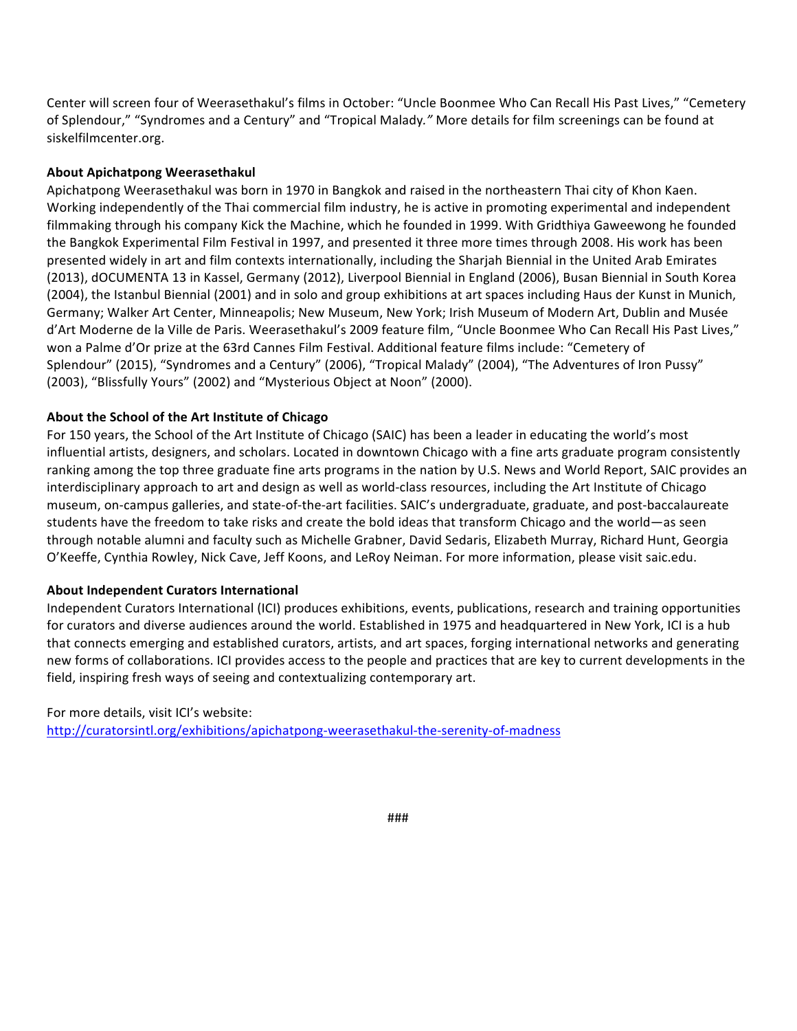Center will screen four of Weerasethakul's films in October: "Uncle Boonmee Who Can Recall His Past Lives," "Cemetery of Splendour," "Syndromes and a Century" and "Tropical Malady." More details for film screenings can be found at siskelfilmcenter.org.

**About Apichatpong Weerasethakul**

Apichatpong Weerasethakul was born in 1970 in Bangkok and raised in the northeastern Thai city of Khon Kaen. Working independently of the Thai commercial film industry, he is active in promoting experimental and independent filmmaking through his company Kick the Machine, which he founded in 1999. With Gridthiya Gaweewong he founded the Bangkok Experimental Film Festival in 1997, and presented it three more times through 2008. His work has been presented widely in art and film contexts internationally, including the Sharjah Biennial in the United Arab Emirates (2013), dOCUMENTA 13 in Kassel, Germany (2012), Liverpool Biennial in England (2006), Busan Biennial in South Korea (2004), the Istanbul Biennial (2001) and in solo and group exhibitions at art spaces including Haus der Kunst in Munich, Germany; Walker Art Center, Minneapolis; New Museum, New York; Irish Museum of Modern Art, Dublin and Musée d'Art Moderne de la Ville de Paris. Weerasethakul's 2009 feature film, "Uncle Boonmee Who Can Recall His Past Lives," won a Palme d'Or prize at the 63rd Cannes Film Festival. Additional feature films include: "Cemetery of Splendour" (2015), "Syndromes and a Century" (2006), "Tropical Malady" (2004), "The Adventures of Iron Pussy" (2003), "Blissfully Yours" (2002) and "Mysterious Object at Noon" (2000).

**About the School of the Art Institute of Chicago**

For 150 years, the School of the Art Institute of Chicago (SAIC) has been a leader in educating the world's most influential artists, designers, and scholars. Located in downtown Chicago with a fine arts graduate program consistently ranking among the top three graduate fine arts programs in the nation by U.S. News and World Report, SAIC provides an interdisciplinary approach to art and design as well as world-class resources, including the Art Institute of Chicago museum, on-campus galleries, and state-of-the-art facilities. SAIC's undergraduate, graduate, and post-baccalaureate students have the freedom to take risks and create the bold ideas that transform Chicago and the world—as seen through notable alumni and faculty such as Michelle Grabner, David Sedaris, Elizabeth Murray, Richard Hunt, Georgia O'Keeffe, Cynthia Rowley, Nick Cave, Jeff Koons, and LeRoy Neiman. For more information, please visit saic.edu.

**About Independent Curators International**

Independent Curators International (ICI) produces exhibitions, events, publications, research and training opportunities for curators and diverse audiences around the world. Established in 1975 and headquartered in New York, ICI is a hub that connects emerging and established curators, artists, and art spaces, forging international networks and generating new forms of collaborations. ICI provides access to the people and practices that are key to current developments in the field, inspiring fresh ways of seeing and contextualizing contemporary art.

For more details, visit ICI's website:
http://curatorsintl.org/exhibitions/apichatpong-weerasethakul-the-serenity-of-madness

###